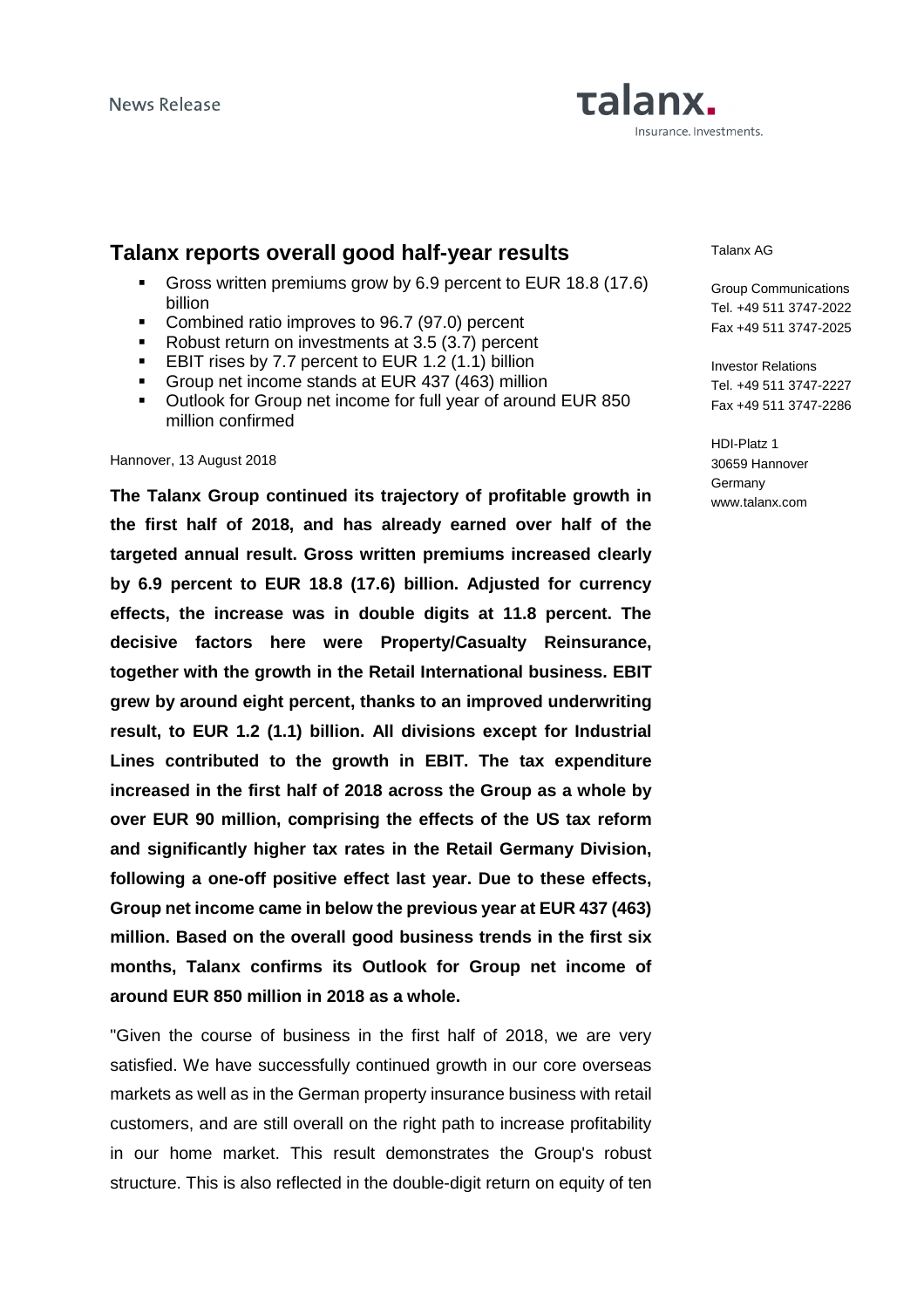News Release

# Talanx reports overall good half-year results

- Gross written premiums grow by 6.9 percent to EUR 18.8 (17.6) billion
- Combined ratio improves to 96.7 (97.0) percent
- Robust return on investments at 3.5 (3.7) percent
- EBIT rises by 7.7 percent to EUR 1.2 (1.1) billion
- Group net income stands at EUR 437 (463) million
- Outlook for Group net income for full year of around EUR 850 million confirmed

Hannover, 13 August 2018

**The Talanx Group continued its trajectory of profitable growth in the first half of 2018, and has already earned over half of the targeted annual result. Gross written premiums increased clearly by 6.9 percent to EUR 18.8 (17.6) billion. Adjusted for currency effects, the increase was in double digits at 11.8 percent. The decisive factors here were Property/Casualty Reinsurance, together with the growth in the Retail International business. EBIT grew by around eight percent, thanks to an improved underwriting result, to EUR 1.2 (1.1) billion. All divisions except for Industrial Lines contributed to the growth in EBIT. The tax expenditure increased in the first half of 2018 across the Group as a whole by over EUR 90 million, comprising the effects of the US tax reform and significantly higher tax rates in the Retail Germany Division, following a one-off positive effect last year. Due to these effects, Group net income came in below the previous year at EUR 437 (463) million. Based on the overall good business trends in the first six months, Talanx confirms its Outlook for Group net income of around EUR 850 million in 2018 as a whole.**

"Given the course of business in the first half of 2018, we are very satisfied. We have successfully continued growth in our core overseas markets as well as in the German property insurance business with retail customers, and are still overall on the right path to increase profitability in our home market. This result demonstrates the Group's robust structure. This is also reflected in the double-digit return on equity of ten

Talanx AG

Group Communications
Tel. +49 511 3747-2022
Fax +49 511 3747-2025

Investor Relations
Tel. +49 511 3747-2227
Fax +49 511 3747-2286

HDI-Platz 1
30659 Hannover
Germany
www.talanx.com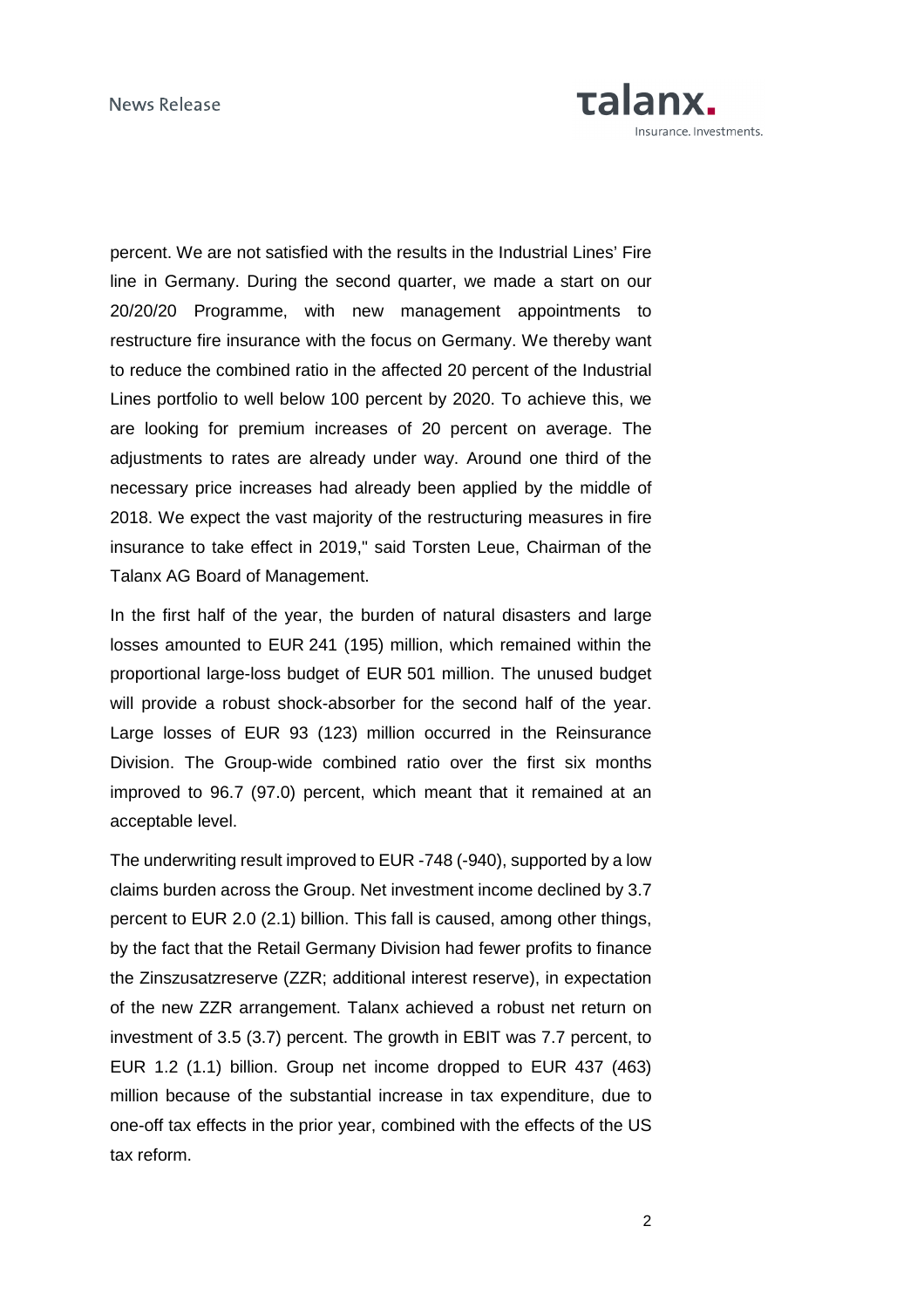percent. We are not satisfied with the results in the Industrial Lines' Fire line in Germany. During the second quarter, we made a start on our 20/20/20 Programme, with new management appointments to restructure fire insurance with the focus on Germany. We thereby want to reduce the combined ratio in the affected 20 percent of the Industrial Lines portfolio to well below 100 percent by 2020. To achieve this, we are looking for premium increases of 20 percent on average. The adjustments to rates are already under way. Around one third of the necessary price increases had already been applied by the middle of 2018. We expect the vast majority of the restructuring measures in fire insurance to take effect in 2019," said Torsten Leue, Chairman of the Talanx AG Board of Management.

In the first half of the year, the burden of natural disasters and large losses amounted to EUR 241 (195) million, which remained within the proportional large-loss budget of EUR 501 million. The unused budget will provide a robust shock-absorber for the second half of the year. Large losses of EUR 93 (123) million occurred in the Reinsurance Division. The Group-wide combined ratio over the first six months improved to 96.7 (97.0) percent, which meant that it remained at an acceptable level.

The underwriting result improved to EUR -748 (-940), supported by a low claims burden across the Group. Net investment income declined by 3.7 percent to EUR 2.0 (2.1) billion. This fall is caused, among other things, by the fact that the Retail Germany Division had fewer profits to finance the Zinszusatzreserve (ZZR; additional interest reserve), in expectation of the new ZZR arrangement. Talanx achieved a robust net return on investment of 3.5 (3.7) percent. The growth in EBIT was 7.7 percent, to EUR 1.2 (1.1) billion. Group net income dropped to EUR 437 (463) million because of the substantial increase in tax expenditure, due to one-off tax effects in the prior year, combined with the effects of the US tax reform.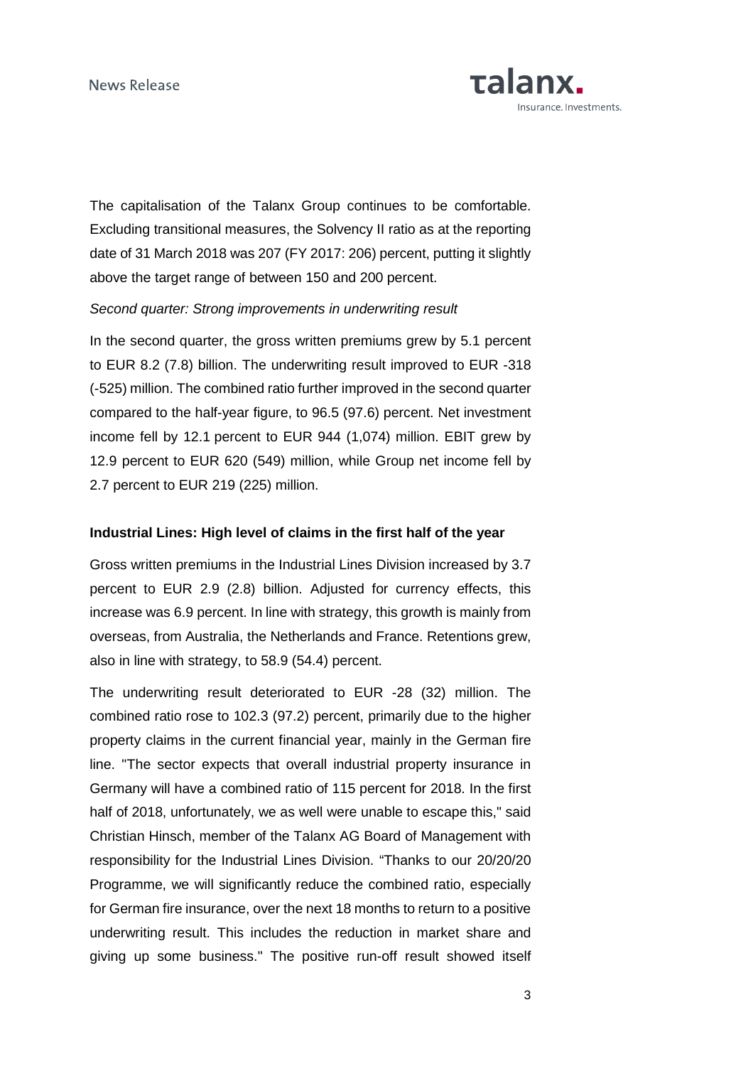The capitalisation of the Talanx Group continues to be comfortable. Excluding transitional measures, the Solvency II ratio as at the reporting date of 31 March 2018 was 207 (FY 2017: 206) percent, putting it slightly above the target range of between 150 and 200 percent.

*Second quarter: Strong improvements in underwriting result*

In the second quarter, the gross written premiums grew by 5.1 percent to EUR 8.2 (7.8) billion. The underwriting result improved to EUR -318 (-525) million. The combined ratio further improved in the second quarter compared to the half-year figure, to 96.5 (97.6) percent. Net investment income fell by 12.1 percent to EUR 944 (1,074) million. EBIT grew by 12.9 percent to EUR 620 (549) million, while Group net income fell by 2.7 percent to EUR 219 (225) million.

**Industrial Lines: High level of claims in the first half of the year**

Gross written premiums in the Industrial Lines Division increased by 3.7 percent to EUR 2.9 (2.8) billion. Adjusted for currency effects, this increase was 6.9 percent. In line with strategy, this growth is mainly from overseas, from Australia, the Netherlands and France. Retentions grew, also in line with strategy, to 58.9 (54.4) percent.

The underwriting result deteriorated to EUR -28 (32) million. The combined ratio rose to 102.3 (97.2) percent, primarily due to the higher property claims in the current financial year, mainly in the German fire line. "The sector expects that overall industrial property insurance in Germany will have a combined ratio of 115 percent for 2018. In the first half of 2018, unfortunately, we as well were unable to escape this," said Christian Hinsch, member of the Talanx AG Board of Management with responsibility for the Industrial Lines Division. "Thanks to our 20/20/20 Programme, we will significantly reduce the combined ratio, especially for German fire insurance, over the next 18 months to return to a positive underwriting result. This includes the reduction in market share and giving up some business." The positive run-off result showed itself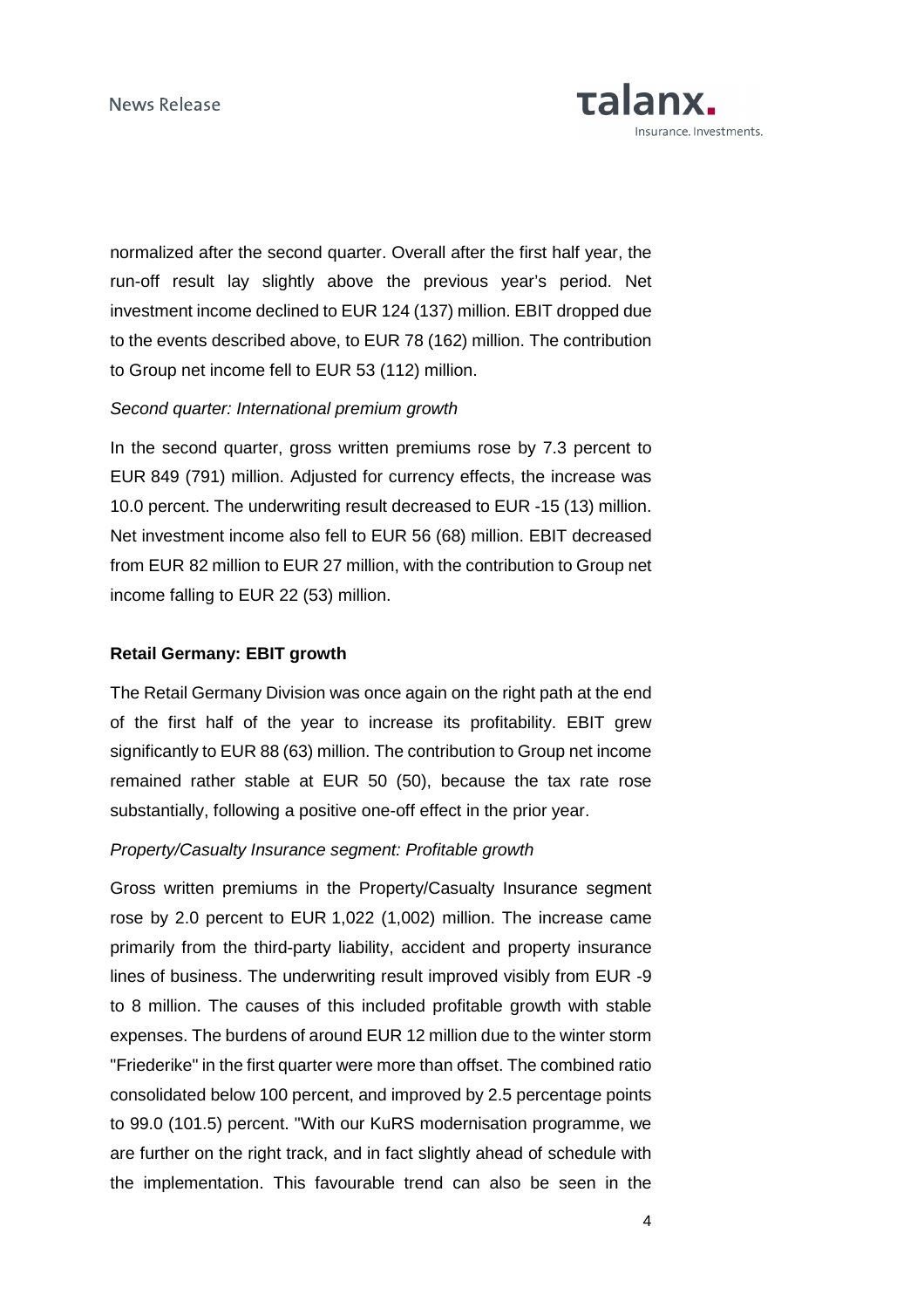normalized after the second quarter. Overall after the first half year, the run-off result lay slightly above the previous year's period. Net investment income declined to EUR 124 (137) million. EBIT dropped due to the events described above, to EUR 78 (162) million. The contribution to Group net income fell to EUR 53 (112) million.

*Second quarter: International premium growth*

In the second quarter, gross written premiums rose by 7.3 percent to EUR 849 (791) million. Adjusted for currency effects, the increase was 10.0 percent. The underwriting result decreased to EUR -15 (13) million. Net investment income also fell to EUR 56 (68) million. EBIT decreased from EUR 82 million to EUR 27 million, with the contribution to Group net income falling to EUR 22 (53) million.

**Retail Germany: EBIT growth**

The Retail Germany Division was once again on the right path at the end of the first half of the year to increase its profitability. EBIT grew significantly to EUR 88 (63) million. The contribution to Group net income remained rather stable at EUR 50 (50), because the tax rate rose substantially, following a positive one-off effect in the prior year.

*Property/Casualty Insurance segment: Profitable growth*

Gross written premiums in the Property/Casualty Insurance segment rose by 2.0 percent to EUR 1,022 (1,002) million. The increase came primarily from the third-party liability, accident and property insurance lines of business. The underwriting result improved visibly from EUR -9 to 8 million. The causes of this included profitable growth with stable expenses. The burdens of around EUR 12 million due to the winter storm "Friederike" in the first quarter were more than offset. The combined ratio consolidated below 100 percent, and improved by 2.5 percentage points to 99.0 (101.5) percent. "With our KuRS modernisation programme, we are further on the right track, and in fact slightly ahead of schedule with the implementation. This favourable trend can also be seen in the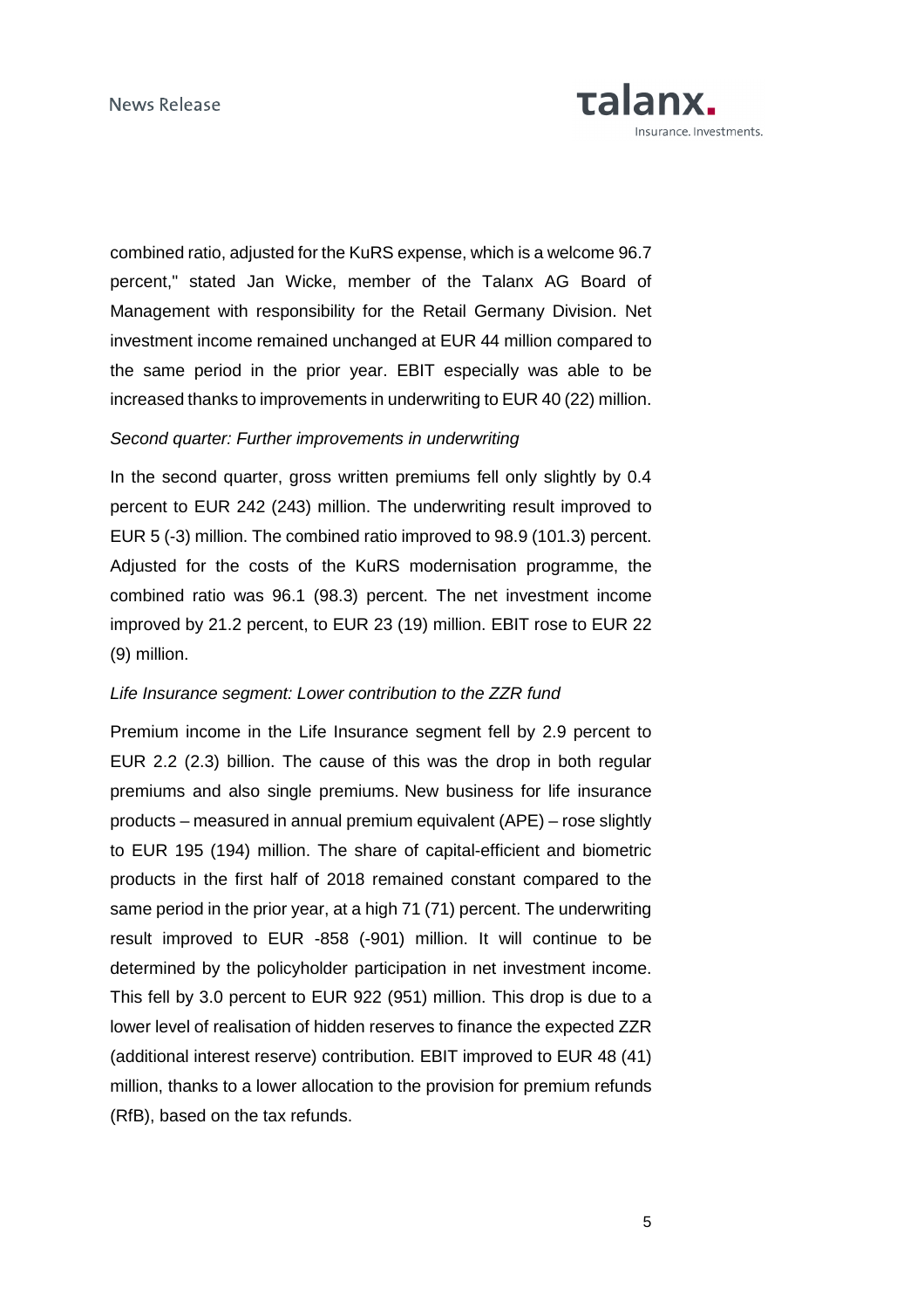combined ratio, adjusted for the KuRS expense, which is a welcome 96.7 percent," stated Jan Wicke, member of the Talanx AG Board of Management with responsibility for the Retail Germany Division. Net investment income remained unchanged at EUR 44 million compared to the same period in the prior year. EBIT especially was able to be increased thanks to improvements in underwriting to EUR 40 (22) million.

*Second quarter: Further improvements in underwriting*

In the second quarter, gross written premiums fell only slightly by 0.4 percent to EUR 242 (243) million. The underwriting result improved to EUR 5 (-3) million. The combined ratio improved to 98.9 (101.3) percent. Adjusted for the costs of the KuRS modernisation programme, the combined ratio was 96.1 (98.3) percent. The net investment income improved by 21.2 percent, to EUR 23 (19) million. EBIT rose to EUR 22 (9) million.

*Life Insurance segment: Lower contribution to the ZZR fund*

Premium income in the Life Insurance segment fell by 2.9 percent to EUR 2.2 (2.3) billion. The cause of this was the drop in both regular premiums and also single premiums. New business for life insurance products – measured in annual premium equivalent (APE) – rose slightly to EUR 195 (194) million. The share of capital-efficient and biometric products in the first half of 2018 remained constant compared to the same period in the prior year, at a high 71 (71) percent. The underwriting result improved to EUR -858 (-901) million. It will continue to be determined by the policyholder participation in net investment income. This fell by 3.0 percent to EUR 922 (951) million. This drop is due to a lower level of realisation of hidden reserves to finance the expected ZZR (additional interest reserve) contribution. EBIT improved to EUR 48 (41) million, thanks to a lower allocation to the provision for premium refunds (RfB), based on the tax refunds.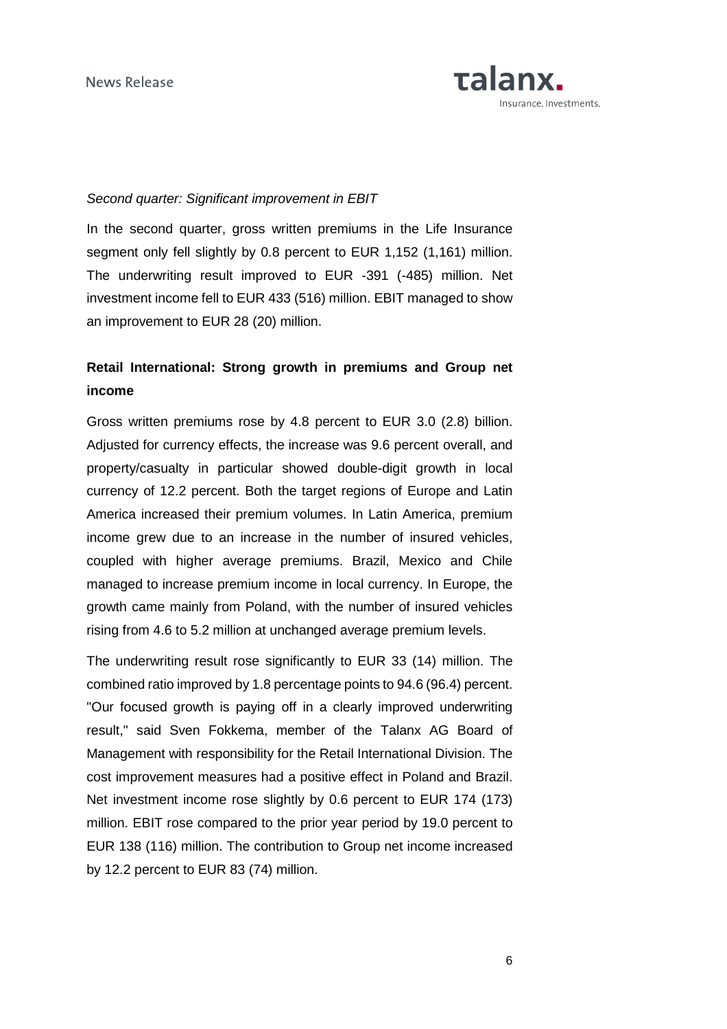*Second quarter: Significant improvement in EBIT*

In the second quarter, gross written premiums in the Life Insurance segment only fell slightly by 0.8 percent to EUR 1,152 (1,161) million. The underwriting result improved to EUR -391 (-485) million. Net investment income fell to EUR 433 (516) million. EBIT managed to show an improvement to EUR 28 (20) million.

**Retail International: Strong growth in premiums and Group net income**

Gross written premiums rose by 4.8 percent to EUR 3.0 (2.8) billion. Adjusted for currency effects, the increase was 9.6 percent overall, and property/casualty in particular showed double-digit growth in local currency of 12.2 percent. Both the target regions of Europe and Latin America increased their premium volumes. In Latin America, premium income grew due to an increase in the number of insured vehicles, coupled with higher average premiums. Brazil, Mexico and Chile managed to increase premium income in local currency. In Europe, the growth came mainly from Poland, with the number of insured vehicles rising from 4.6 to 5.2 million at unchanged average premium levels.

The underwriting result rose significantly to EUR 33 (14) million. The combined ratio improved by 1.8 percentage points to 94.6 (96.4) percent. "Our focused growth is paying off in a clearly improved underwriting result," said Sven Fokkema, member of the Talanx AG Board of Management with responsibility for the Retail International Division. The cost improvement measures had a positive effect in Poland and Brazil. Net investment income rose slightly by 0.6 percent to EUR 174 (173) million. EBIT rose compared to the prior year period by 19.0 percent to EUR 138 (116) million. The contribution to Group net income increased by 12.2 percent to EUR 83 (74) million.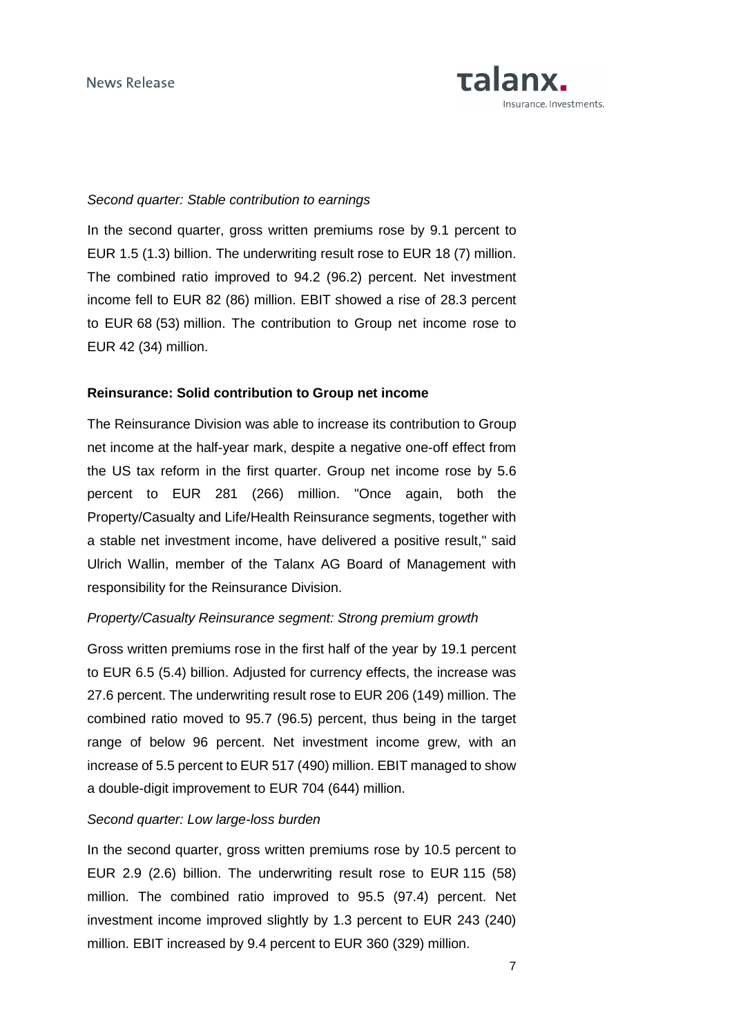*Second quarter: Stable contribution to earnings*

In the second quarter, gross written premiums rose by 9.1 percent to EUR 1.5 (1.3) billion. The underwriting result rose to EUR 18 (7) million. The combined ratio improved to 94.2 (96.2) percent. Net investment income fell to EUR 82 (86) million. EBIT showed a rise of 28.3 percent to EUR 68 (53) million. The contribution to Group net income rose to EUR 42 (34) million.

**Reinsurance: Solid contribution to Group net income**

The Reinsurance Division was able to increase its contribution to Group net income at the half-year mark, despite a negative one-off effect from the US tax reform in the first quarter. Group net income rose by 5.6 percent to EUR 281 (266) million. "Once again, both the Property/Casualty and Life/Health Reinsurance segments, together with a stable net investment income, have delivered a positive result," said Ulrich Wallin, member of the Talanx AG Board of Management with responsibility for the Reinsurance Division.

*Property/Casualty Reinsurance segment: Strong premium growth*

Gross written premiums rose in the first half of the year by 19.1 percent to EUR 6.5 (5.4) billion. Adjusted for currency effects, the increase was 27.6 percent. The underwriting result rose to EUR 206 (149) million. The combined ratio moved to 95.7 (96.5) percent, thus being in the target range of below 96 percent. Net investment income grew, with an increase of 5.5 percent to EUR 517 (490) million. EBIT managed to show a double-digit improvement to EUR 704 (644) million.

*Second quarter: Low large-loss burden*

In the second quarter, gross written premiums rose by 10.5 percent to EUR 2.9 (2.6) billion. The underwriting result rose to EUR 115 (58) million. The combined ratio improved to 95.5 (97.4) percent. Net investment income improved slightly by 1.3 percent to EUR 243 (240) million. EBIT increased by 9.4 percent to EUR 360 (329) million.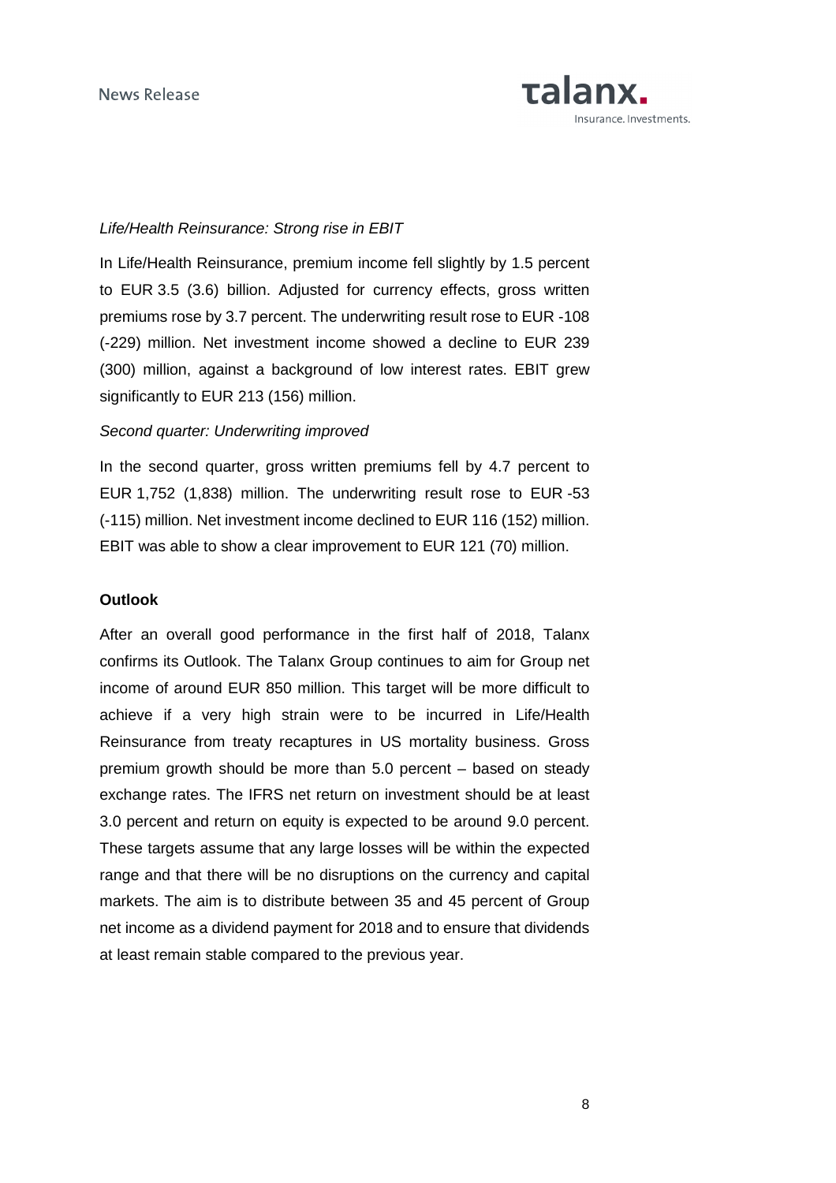*Life/Health Reinsurance: Strong rise in EBIT*

In Life/Health Reinsurance, premium income fell slightly by 1.5 percent to EUR 3.5 (3.6) billion. Adjusted for currency effects, gross written premiums rose by 3.7 percent. The underwriting result rose to EUR -108 (-229) million. Net investment income showed a decline to EUR 239 (300) million, against a background of low interest rates. EBIT grew significantly to EUR 213 (156) million.

*Second quarter: Underwriting improved*

In the second quarter, gross written premiums fell by 4.7 percent to EUR 1,752 (1,838) million. The underwriting result rose to EUR -53 (-115) million. Net investment income declined to EUR 116 (152) million. EBIT was able to show a clear improvement to EUR 121 (70) million.

**Outlook**

After an overall good performance in the first half of 2018, Talanx confirms its Outlook. The Talanx Group continues to aim for Group net income of around EUR 850 million. This target will be more difficult to achieve if a very high strain were to be incurred in Life/Health Reinsurance from treaty recaptures in US mortality business. Gross premium growth should be more than 5.0 percent – based on steady exchange rates. The IFRS net return on investment should be at least 3.0 percent and return on equity is expected to be around 9.0 percent. These targets assume that any large losses will be within the expected range and that there will be no disruptions on the currency and capital markets. The aim is to distribute between 35 and 45 percent of Group net income as a dividend payment for 2018 and to ensure that dividends at least remain stable compared to the previous year.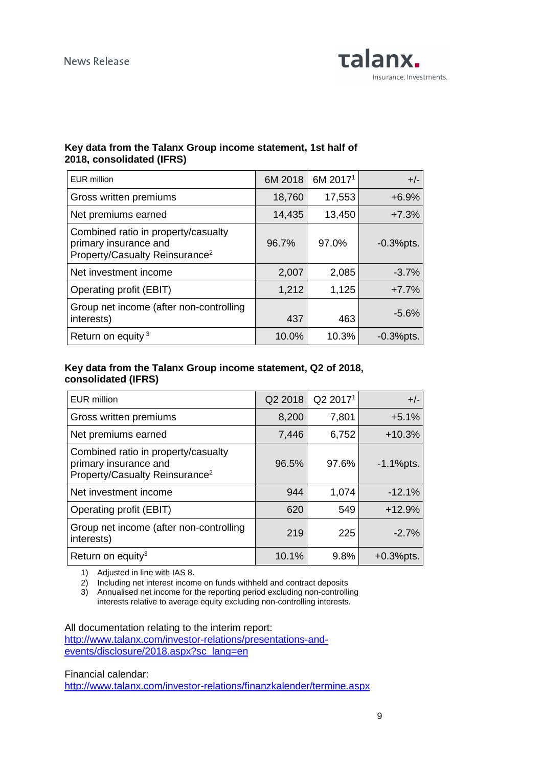News Release

**Key data from the Talanx Group income statement, 1st half of 2018, consolidated (IFRS)**

| EUR million | 6M 2018 | 6M 2017[1] | +/- |
|---|---|---|---|
| Gross written premiums | 18,760 | 17,553 | +6.9% |
| Net premiums earned | 14,435 | 13,450 | +7.3% |
| Combined ratio in property/casualty primary insurance and Property/Casualty Reinsurance[2] | 96.7% | 97.0% | -0.3%pts. |
| Net investment income | 2,007 | 2,085 | -3.7% |
| Operating profit (EBIT) | 1,212 | 1,125 | +7.7% |
| Group net income (after non-controlling interests) | 437 | 463 | -5.6% |
| Return on equity [3] | 10.0% | 10.3% | -0.3%pts. |

**Key data from the Talanx Group income statement, Q2 of 2018, consolidated (IFRS)**

| EUR million | Q2 2018 | Q2 2017[1] | +/- |
|---|---|---|---|
| Gross written premiums | 8,200 | 7,801 | +5.1% |
| Net premiums earned | 7,446 | 6,752 | +10.3% |
| Combined ratio in property/casualty primary insurance and Property/Casualty Reinsurance[2] | 96.5% | 97.6% | -1.1%pts. |
| Net investment income | 944 | 1,074 | -12.1% |
| Operating profit (EBIT) | 620 | 549 | +12.9% |
| Group net income (after non-controlling interests) | 219 | 225 | -2.7% |
| Return on equity[3] | 10.1% | 9.8% | +0.3%pts. |

1) Adjusted in line with IAS 8.
2) Including net interest income on funds withheld and contract deposits
3) Annualised net income for the reporting period excluding non-controlling interests relative to average equity excluding non-controlling interests.

All documentation relating to the interim report:
http://www.talanx.com/investor-relations/presentations-and-events/disclosure/2018.aspx?sc_lang=en

Financial calendar:
http://www.talanx.com/investor-relations/finanzkalender/termine.aspx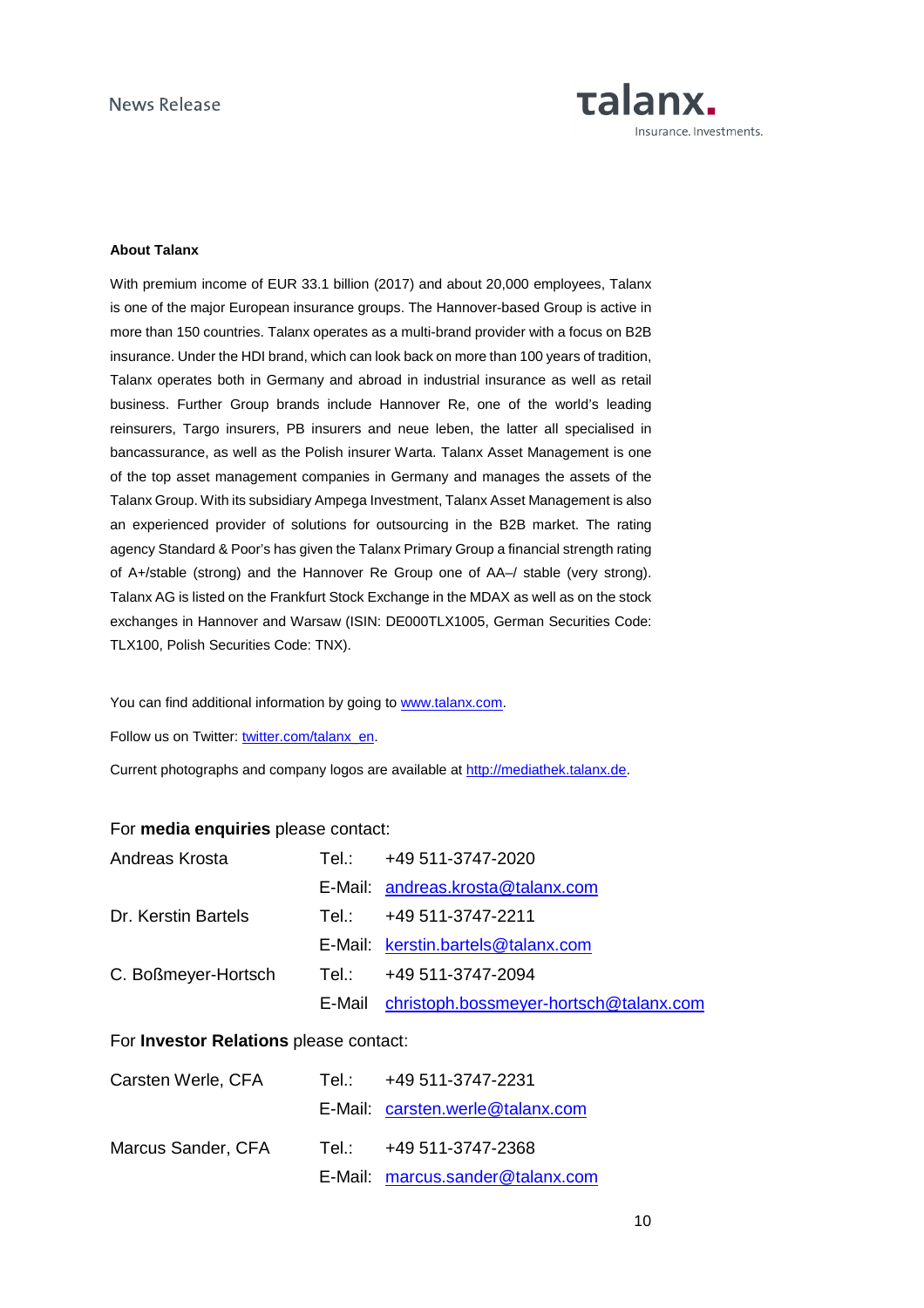**About Talanx**

With premium income of EUR 33.1 billion (2017) and about 20,000 employees, Talanx is one of the major European insurance groups. The Hannover-based Group is active in more than 150 countries. Talanx operates as a multi-brand provider with a focus on B2B insurance. Under the HDI brand, which can look back on more than 100 years of tradition, Talanx operates both in Germany and abroad in industrial insurance as well as retail business. Further Group brands include Hannover Re, one of the world's leading reinsurers, Targo insurers, PB insurers and neue leben, the latter all specialised in bancassurance, as well as the Polish insurer Warta. Talanx Asset Management is one of the top asset management companies in Germany and manages the assets of the Talanx Group. With its subsidiary Ampega Investment, Talanx Asset Management is also an experienced provider of solutions for outsourcing in the B2B market. The rating agency Standard & Poor's has given the Talanx Primary Group a financial strength rating of A+/stable (strong) and the Hannover Re Group one of AA–/ stable (very strong). Talanx AG is listed on the Frankfurt Stock Exchange in the MDAX as well as on the stock exchanges in Hannover and Warsaw (ISIN: DE000TLX1005, German Securities Code: TLX100, Polish Securities Code: TNX).

You can find additional information by going to www.talanx.com.

Follow us on Twitter: twitter.com/talanx_en.

Current photographs and company logos are available at http://mediathek.talanx.de.

For **media enquiries** please contact:

| | | |
|---|---|---|
| Andreas Krosta | Tel.: | +49 511-3747-2020 |
| | E-Mail: | andreas.krosta@talanx.com |
| Dr. Kerstin Bartels | Tel.: | +49 511-3747-2211 |
| | E-Mail: | kerstin.bartels@talanx.com |
| C. Boßmeyer-Hortsch | Tel.: | +49 511-3747-2094 |
| | E-Mail | christoph.bossmeyer-hortsch@talanx.com |

For **Investor Relations** please contact:

| | | |
|---|---|---|
| Carsten Werle, CFA | Tel.: | +49 511-3747-2231 |
| | E-Mail: | carsten.werle@talanx.com |
| Marcus Sander, CFA | Tel.: | +49 511-3747-2368 |
| | E-Mail: | marcus.sander@talanx.com |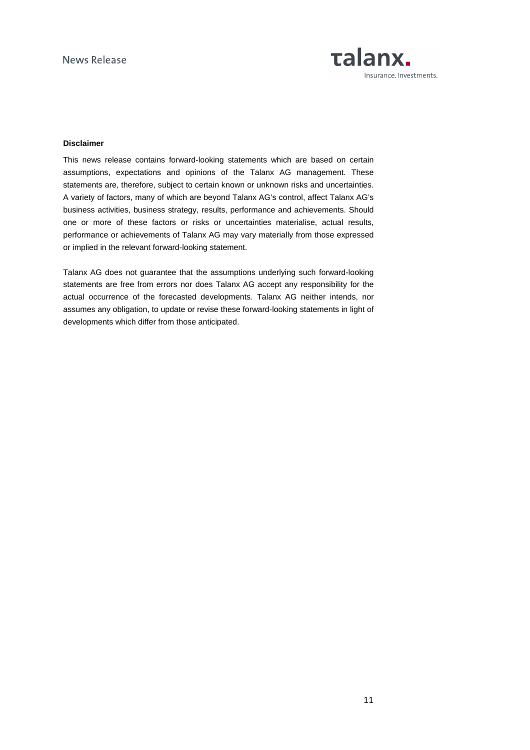**Disclaimer**

This news release contains forward-looking statements which are based on certain assumptions, expectations and opinions of the Talanx AG management. These statements are, therefore, subject to certain known or unknown risks and uncertainties. A variety of factors, many of which are beyond Talanx AG's control, affect Talanx AG's business activities, business strategy, results, performance and achievements. Should one or more of these factors or risks or uncertainties materialise, actual results, performance or achievements of Talanx AG may vary materially from those expressed or implied in the relevant forward-looking statement.

Talanx AG does not guarantee that the assumptions underlying such forward-looking statements are free from errors nor does Talanx AG accept any responsibility for the actual occurrence of the forecasted developments. Talanx AG neither intends, nor assumes any obligation, to update or revise these forward-looking statements in light of developments which differ from those anticipated.